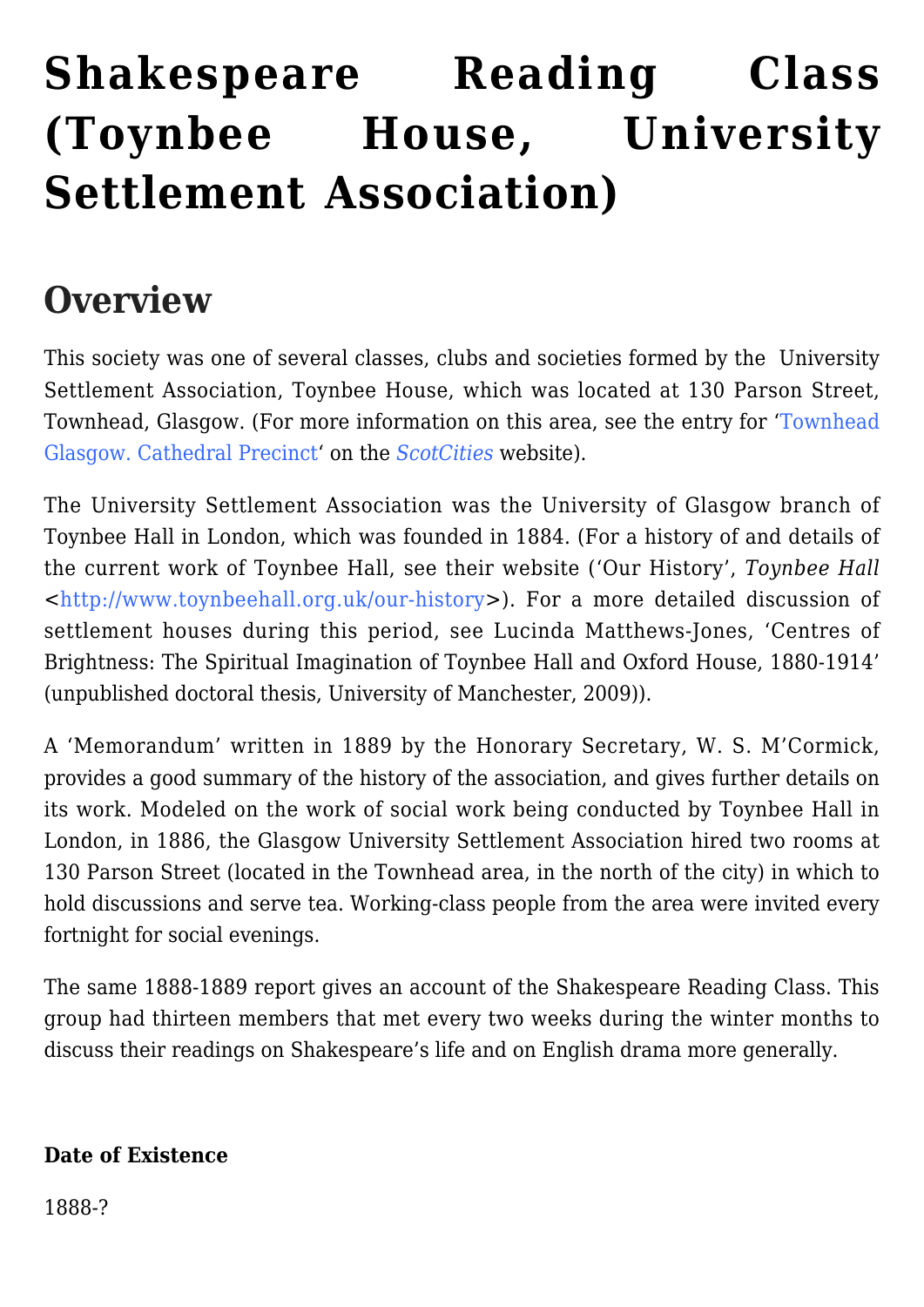# Shakespeare Reading Class (Toynbee House, University Settlement Association)

## Overview

This society was one of several classes, clubs and societies formed by the University Settlement Association, Toynbee House, which was located at 130 Parson Street, Townhead, Glasgow. (For more information on this area, see the entry for 'Townhead Glasgow. Cathedral Precinct' on the *ScotCities* website).

The University Settlement Association was the University of Glasgow branch of Toynbee Hall in London, which was founded in 1884. (For a history of and details of the current work of Toynbee Hall, see their website ('Our History', *Toynbee Hall* <http://www.toynbeehall.org.uk/our-history>). For a more detailed discussion of settlement houses during this period, see Lucinda Matthews-Jones, 'Centres of Brightness: The Spiritual Imagination of Toynbee Hall and Oxford House, 1880-1914' (unpublished doctoral thesis, University of Manchester, 2009)).

A 'Memorandum' written in 1889 by the Honorary Secretary, W. S. M'Cormick, provides a good summary of the history of the association, and gives further details on its work. Modeled on the work of social work being conducted by Toynbee Hall in London, in 1886, the Glasgow University Settlement Association hired two rooms at 130 Parson Street (located in the Townhead area, in the north of the city) in which to hold discussions and serve tea. Working-class people from the area were invited every fortnight for social evenings.

The same 1888-1889 report gives an account of the Shakespeare Reading Class. This group had thirteen members that met every two weeks during the winter months to discuss their readings on Shakespeare's life and on English drama more generally.

**Date of Existence**

1888-?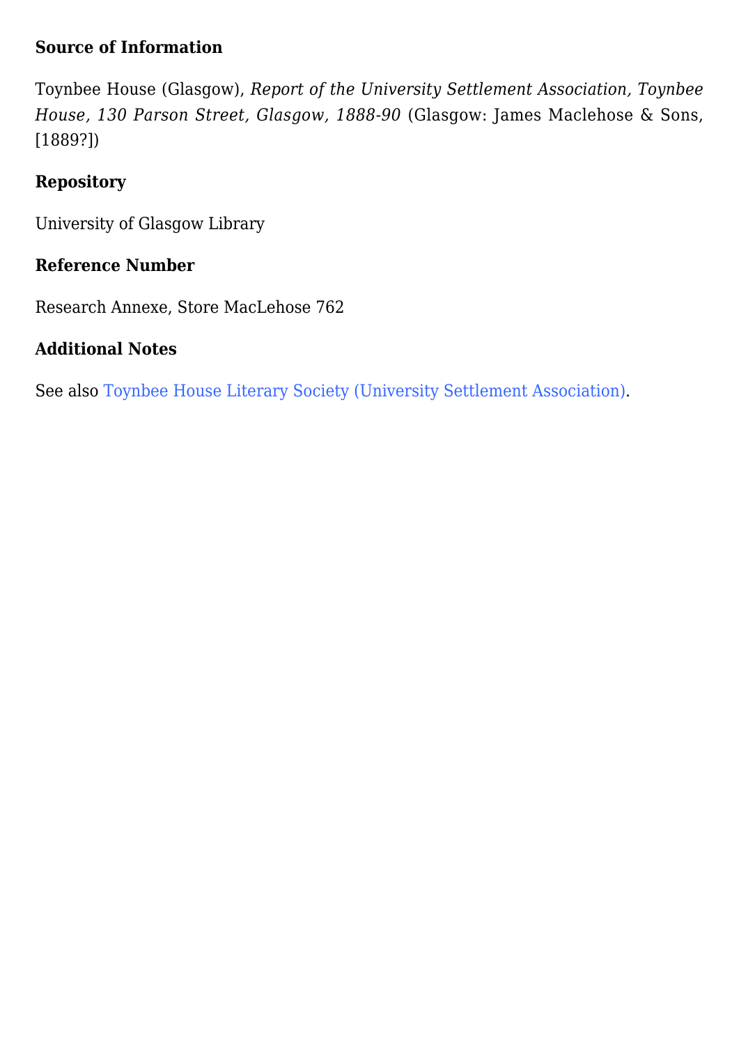**Source of Information**

Toynbee House (Glasgow), *Report of the University Settlement Association, Toynbee House, 130 Parson Street, Glasgow, 1888-90* (Glasgow: James Maclehose & Sons, [1889?])

**Repository**

University of Glasgow Library

**Reference Number**

Research Annexe, Store MacLehose 762

**Additional Notes**

See also Toynbee House Literary Society (University Settlement Association).